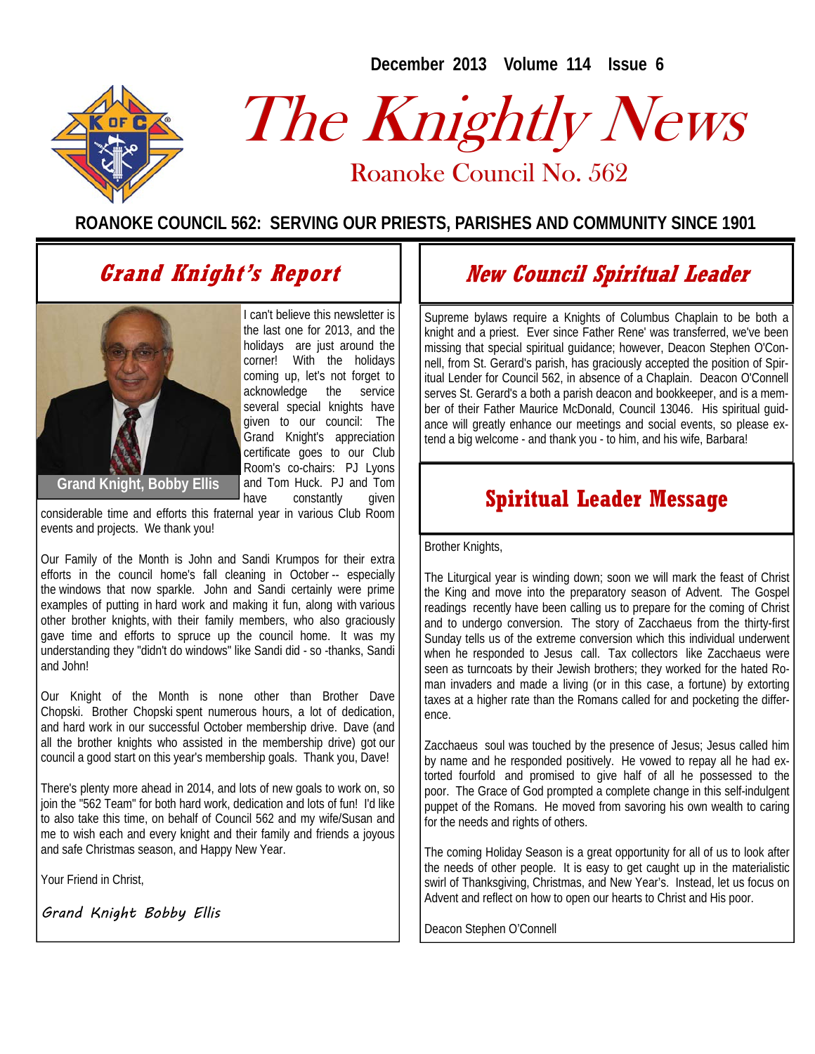December 2013 Volume 114 Issue 6

# The Knightly News

## Roanoke Council No. 562

**ROANOKE COUNCIL 562: SERVING OUR PRIESTS, PARISHES AND COMMUNITY SINCE 1901**

## Grand Knight's Report

Grand Knight, Bobby Ellis

I can't believe this newsletter is the last one for 2013, and the holidays are just around the corner! With the holidays coming up, let's not forget to acknowledge the service several special knights have given to our council: The Grand Knight's appreciation certificate goes to our Club Room's co-chairs: PJ Lyons and Tom Huck. PJ and Tom have constantly given considerable time and efforts this fraternal year in various Club Room events and projects. We thank you!

Our Family of the Month is John and Sandi Krumpos for their extra efforts in the council home's fall cleaning in October -- especially the windows that now sparkle. John and Sandi certainly were prime examples of putting in hard work and making it fun, along with various other brother knights, with their family members, who also graciously gave time and efforts to spruce up the council home. It was my understanding they "didn't do windows" like Sandi did - so -thanks, Sandi and John!

Our Knight of the Month is none other than Brother Dave Chopski. Brother Chopski spent numerous hours, a lot of dedication, and hard work in our successful October membership drive. Dave (and all the brother knights who assisted in the membership drive) got our council a good start on this year's membership goals. Thank you, Dave!

There's plenty more ahead in 2014, and lots of new goals to work on, so join the "562 Team" for both hard work, dedication and lots of fun! I'd like to also take this time, on behalf of Council 562 and my wife/Susan and me to wish each and every knight and their family and friends a joyous and safe Christmas season, and Happy New Year.

Your Friend in Christ,

*Grand Knight Bobby Ellis*

## New Council Spiritual Leader

Supreme bylaws require a Knights of Columbus Chaplain to be both a knight and a priest. Ever since Father Rene' was transferred, we've been missing that special spiritual guidance; however, Deacon Stephen O'Connell, from St. Gerard's parish, has graciously accepted the position of Spiritual Lender for Council 562, in absence of a Chaplain. Deacon O'Connell serves St. Gerard's a both a parish deacon and bookkeeper, and is a member of their Father Maurice McDonald, Council 13046. His spiritual guidance will greatly enhance our meetings and social events, so please extend a big welcome - and thank you - to him, and his wife, Barbara!

## Spiritual Leader Message

Brother Knights,

The Liturgical year is winding down; soon we will mark the feast of Christ the King and move into the preparatory season of Advent. The Gospel readings recently have been calling us to prepare for the coming of Christ and to undergo conversion. The story of Zacchaeus from the thirty-first Sunday tells us of the extreme conversion which this individual underwent when he responded to Jesus call. Tax collectors like Zacchaeus were seen as turncoats by their Jewish brothers; they worked for the hated Roman invaders and made a living (or in this case, a fortune) by extorting taxes at a higher rate than the Romans called for and pocketing the difference.

Zacchaeus soul was touched by the presence of Jesus; Jesus called him by name and he responded positively. He vowed to repay all he had extorted fourfold and promised to give half of all he possessed to the poor. The Grace of God prompted a complete change in this self-indulgent puppet of the Romans. He moved from savoring his own wealth to caring for the needs and rights of others.

The coming Holiday Season is a great opportunity for all of us to look after the needs of other people. It is easy to get caught up in the materialistic swirl of Thanksgiving, Christmas, and New Year's. Instead, let us focus on Advent and reflect on how to open our hearts to Christ and His poor.

Deacon Stephen O'Connell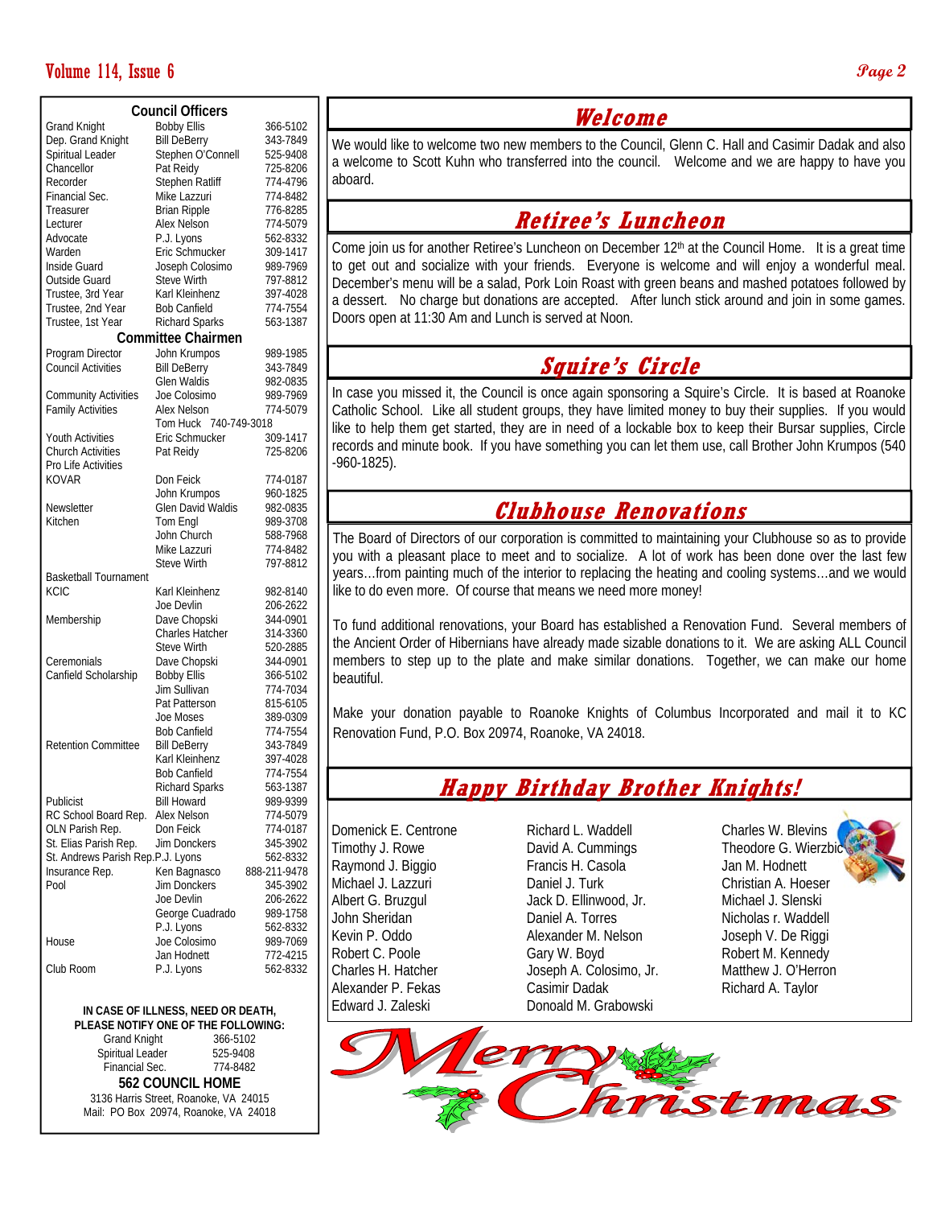## Council Officers

| Office | Name | Phone |
|---|---|---|
| Grand Knight | Bobby Ellis | 366-5102 |
| Dep. Grand Knight | Bill DeBerry | 343-7849 |
| Spiritual Leader | Stephen O'Connell | 525-9408 |
| Chancellor | Pat Reidy | 725-8206 |
| Recorder | Stephen Ratliff | 774-4796 |
| Financial Sec. | Mike Lazzuri | 774-8482 |
| Treasurer | Brian Ripple | 776-8285 |
| Lecturer | Alex Nelson | 774-5079 |
| Advocate | P.J. Lyons | 562-8332 |
| Warden | Eric Schmucker | 309-1417 |
| Inside Guard | Joseph Colosimo | 989-7969 |
| Outside Guard | Steve Wirth | 797-8812 |
| Trustee, 3rd Year | Karl Kleinhenz | 397-4028 |
| Trustee, 2nd Year | Bob Canfield | 774-7554 |
| Trustee, 1st Year | Richard Sparks | 563-1387 |

## Committee Chairmen

| Committee | Name | Phone |
|---|---|---|
| Program Director | John Krumpos | 989-1985 |
| Council Activities | Bill DeBerry | 343-7849 |
| | Glen Waldis | 982-0835 |
| Community Activities | Joe Colosimo | 989-7969 |
| Family Activities | Alex Nelson | 774-5079 |
| | Tom Huck | 740-749-3018 |
| Youth Activities | Eric Schmucker | 309-1417 |
| Church Activities | Pat Reidy | 725-8206 |
| Pro Life Activities | | |
| KOVAR | Don Feick | 774-0187 |
| | John Krumpos | 960-1825 |
| Newsletter | Glen David Waldis | 982-0835 |
| Kitchen | Tom Engl | 989-3708 |
| | John Church | 588-7968 |
| | Mike Lazzuri | 774-8482 |
| | Steve Wirth | 797-8812 |
| Basketball Tournament | | |
| KCIC | Karl Kleinhenz | 982-8140 |
| | Joe Devlin | 206-2622 |
| Membership | Dave Chopski | 344-0901 |
| | Charles Hatcher | 314-3360 |
| | Steve Wirth | 520-2885 |
| Ceremonials | Dave Chopski | 344-0901 |
| Canfield Scholarship | Bobby Ellis | 366-5102 |
| | Jim Sullivan | 774-7034 |
| | Pat Patterson | 815-6105 |
| | Joe Moses | 389-0309 |
| | Bob Canfield | 774-7554 |
| Retention Committee | Bill DeBerry | 343-7849 |
| | Karl Kleinhenz | 397-4028 |
| | Bob Canfield | 774-7554 |
| | Richard Sparks | 563-1387 |
| Publicist | Bill Howard | 989-9399 |
| RC School Board Rep. | Alex Nelson | 774-5079 |
| OLN Parish Rep. | Don Feick | 774-0187 |
| St. Elias Parish Rep. | Jim Donckers | 345-3902 |
| St. Andrews Parish Rep. | P.J. Lyons | 562-8332 |
| Insurance Rep. | Ken Bagnasco | 888-211-9478 |
| Pool | Jim Donckers | 345-3902 |
| | Joe Devlin | 206-2622 |
| | George Cuadrado | 989-1758 |
| | P.J. Lyons | 562-8332 |
| House | Joe Colosimo | 989-7069 |
| | Jan Hodnett | 772-4215 |
| Club Room | P.J. Lyons | 562-8332 |

**IN CASE OF ILLNESS, NEED OR DEATH, PLEASE NOTIFY ONE OF THE FOLLOWING:**

| | |
|---|---|
| Grand Knight | 366-5102 |
| Spiritual Leader | 525-9408 |
| Financial Sec. | 774-8482 |

**562 COUNCIL HOME**

3136 Harris Street, Roanoke, VA 24015
Mail: PO Box 20974, Roanoke, VA 24018

## Welcome

We would like to welcome two new members to the Council, Glenn C. Hall and Casimir Dadak and also a welcome to Scott Kuhn who transferred into the council. Welcome and we are happy to have you aboard.

## Retiree's Luncheon

Come join us for another Retiree's Luncheon on December 12th at the Council Home. It is a great time to get out and socialize with your friends. Everyone is welcome and will enjoy a wonderful meal. December's menu will be a salad, Pork Loin Roast with green beans and mashed potatoes followed by a dessert. No charge but donations are accepted. After lunch stick around and join in some games. Doors open at 11:30 Am and Lunch is served at Noon.

## Squire's Circle

In case you missed it, the Council is once again sponsoring a Squire's Circle. It is based at Roanoke Catholic School. Like all student groups, they have limited money to buy their supplies. If you would like to help them get started, they are in need of a lockable box to keep their Bursar supplies, Circle records and minute book. If you have something you can let them use, call Brother John Krumpos (540-960-1825).

## Clubhouse Renovations

The Board of Directors of our corporation is committed to maintaining your Clubhouse so as to provide you with a pleasant place to meet and to socialize. A lot of work has been done over the last few years…from painting much of the interior to replacing the heating and cooling systems…and we would like to do even more. Of course that means we need more money!

To fund additional renovations, your Board has established a Renovation Fund. Several members of the Ancient Order of Hibernians have already made sizable donations to it. We are asking ALL Council members to step up to the plate and make similar donations. Together, we can make our home beautiful.

Make your donation payable to Roanoke Knights of Columbus Incorporated and mail it to KC Renovation Fund, P.O. Box 20974, Roanoke, VA 24018.

## Happy Birthday Brother Knights!

Domenick E. Centrone
Timothy J. Rowe
Raymond J. Biggio
Michael J. Lazzuri
Albert G. Bruzgul
John Sheridan
Kevin P. Oddo
Robert C. Poole
Charles H. Hatcher
Alexander P. Fekas
Edward J. Zaleski
Richard L. Waddell
David A. Cummings
Francis H. Casola
Daniel J. Turk
Jack D. Ellinwood, Jr.
Daniel A. Torres
Alexander M. Nelson
Gary W. Boyd
Joseph A. Colosimo, Jr.
Casimir Dadak
Donoald M. Grabowski
Charles W. Blevins
Theodore G. Wierzbic
Jan M. Hodnett
Christian A. Hoeser
Michael J. Slenski
Nicholas r. Waddell
Joseph V. De Riggi
Robert M. Kennedy
Matthew J. O'Herron
Richard A. Taylor

Merry Christmas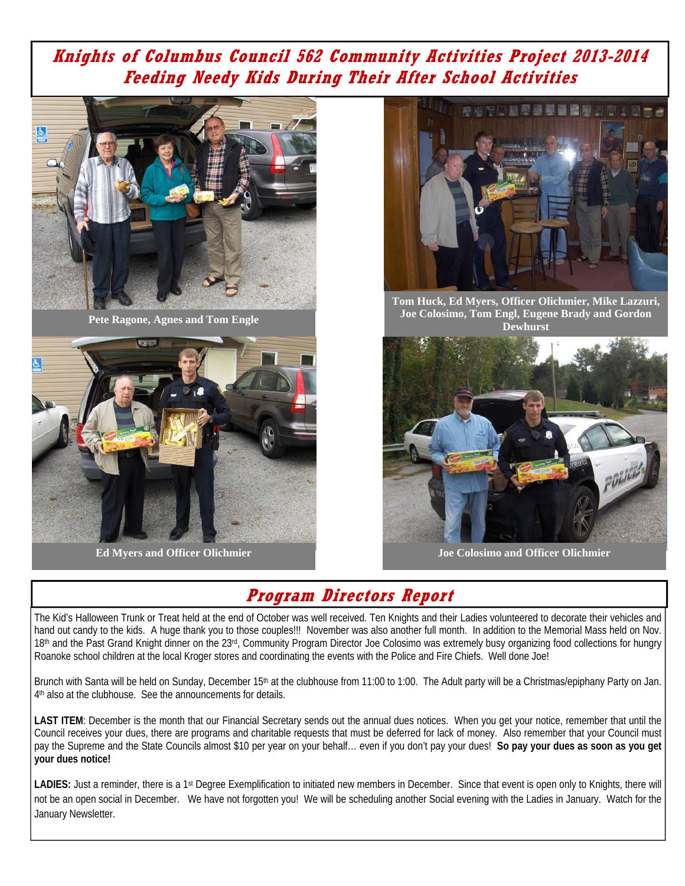# Knights of Columbus Council 562 Community Activities Project 2013-2014
## Feeding Needy Kids During Their After School Activities

Pete Ragone, Agnes and Tom Engle

Tom Huck, Ed Myers, Officer Olichmier, Mike Lazzuri, Joe Colosimo, Tom Engl, Eugene Brady and Gordon Dewhurst

Ed Myers and Officer Olichmier

Joe Colosimo and Officer Olichmier

## Program Directors Report

The Kid's Halloween Trunk or Treat held at the end of October was well received. Ten Knights and their Ladies volunteered to decorate their vehicles and hand out candy to the kids. A huge thank you to those couples!!! November was also another full month. In addition to the Memorial Mass held on Nov. 18th and the Past Grand Knight dinner on the 23rd, Community Program Director Joe Colosimo was extremely busy organizing food collections for hungry Roanoke school children at the local Kroger stores and coordinating the events with the Police and Fire Chiefs. Well done Joe!

Brunch with Santa will be held on Sunday, December 15th at the clubhouse from 11:00 to 1:00. The Adult party will be a Christmas/epiphany Party on Jan. 4th also at the clubhouse. See the announcements for details.

**LAST ITEM**: December is the month that our Financial Secretary sends out the annual dues notices. When you get your notice, remember that until the Council receives your dues, there are programs and charitable requests that must be deferred for lack of money. Also remember that your Council must pay the Supreme and the State Councils almost $10 per year on your behalf… even if you don't pay your dues! **So pay your dues as soon as you get your dues notice!**

**LADIES:** Just a reminder, there is a 1st Degree Exemplification to initiated new members in December. Since that event is open only to Knights, there will not be an open social in December. We have not forgotten you! We will be scheduling another Social evening with the Ladies in January. Watch for the January Newsletter.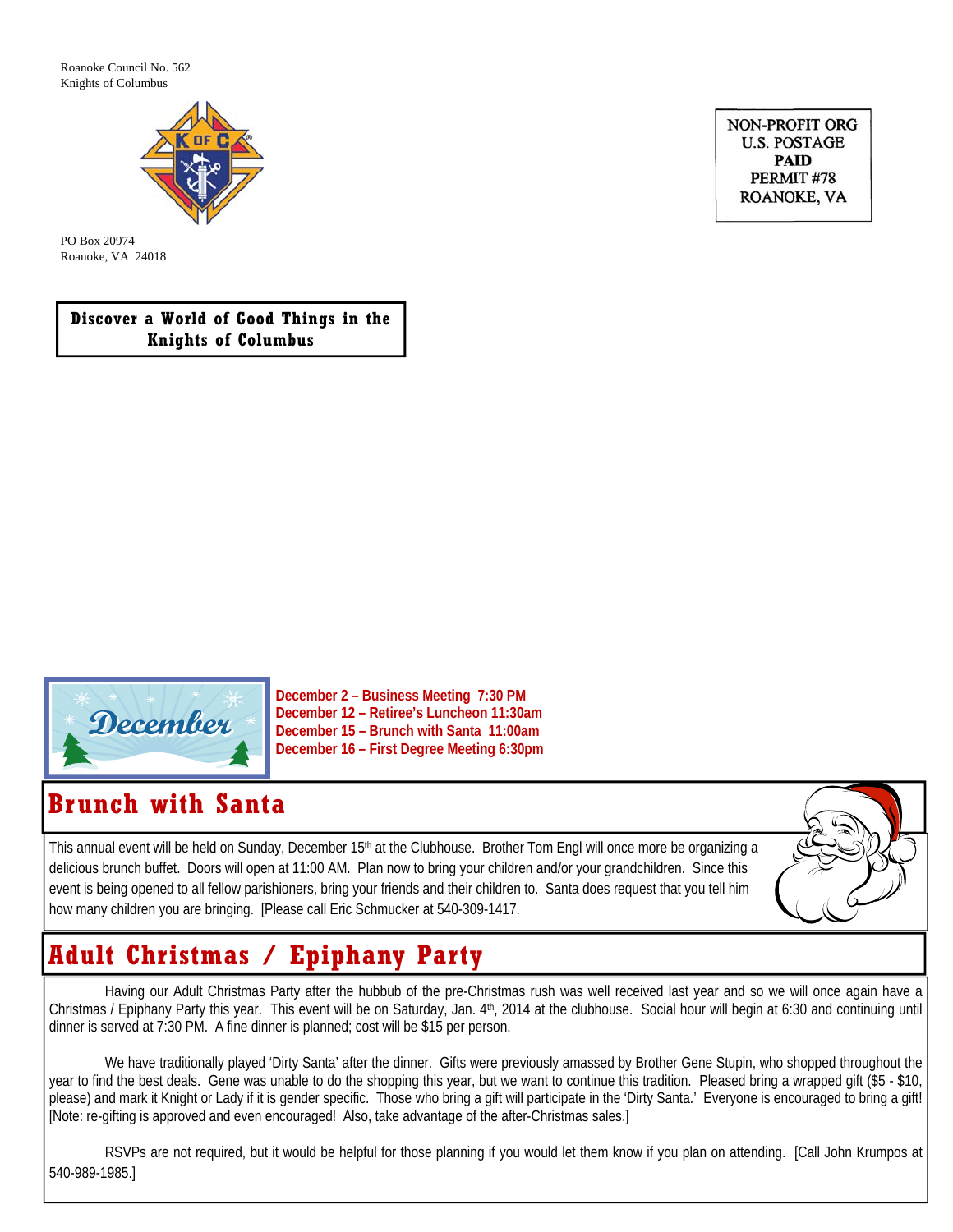Roanoke Council No. 562
Knights of Columbus

PO Box 20974
Roanoke, VA 24018

NON-PROFIT ORG
U.S. POSTAGE
**PAID**
PERMIT #78
ROANOKE, VA

**Discover a World of Good Things in the Knights of Columbus**

**December 2 – Business Meeting 7:30 PM**
**December 12 – Retiree's Luncheon 11:30am**
**December 15 – Brunch with Santa 11:00am**
**December 16 – First Degree Meeting 6:30pm**

## Brunch with Santa

This annual event will be held on Sunday, December 15th at the Clubhouse. Brother Tom Engl will once more be organizing a delicious brunch buffet. Doors will open at 11:00 AM. Plan now to bring your children and/or your grandchildren. Since this event is being opened to all fellow parishioners, bring your friends and their children to. Santa does request that you tell him how many children you are bringing. [Please call Eric Schmucker at 540-309-1417.

## Adult Christmas / Epiphany Party

Having our Adult Christmas Party after the hubbub of the pre-Christmas rush was well received last year and so we will once again have a Christmas / Epiphany Party this year. This event will be on Saturday, Jan. 4th, 2014 at the clubhouse. Social hour will begin at 6:30 and continuing until dinner is served at 7:30 PM. A fine dinner is planned; cost will be $15 per person.

We have traditionally played 'Dirty Santa' after the dinner. Gifts were previously amassed by Brother Gene Stupin, who shopped throughout the year to find the best deals. Gene was unable to do the shopping this year, but we want to continue this tradition. Pleased bring a wrapped gift ($5 - $10, please) and mark it Knight or Lady if it is gender specific. Those who bring a gift will participate in the 'Dirty Santa.' Everyone is encouraged to bring a gift! [Note: re-gifting is approved and even encouraged! Also, take advantage of the after-Christmas sales.]

RSVPs are not required, but it would be helpful for those planning if you would let them know if you plan on attending. [Call John Krumpos at 540-989-1985.]